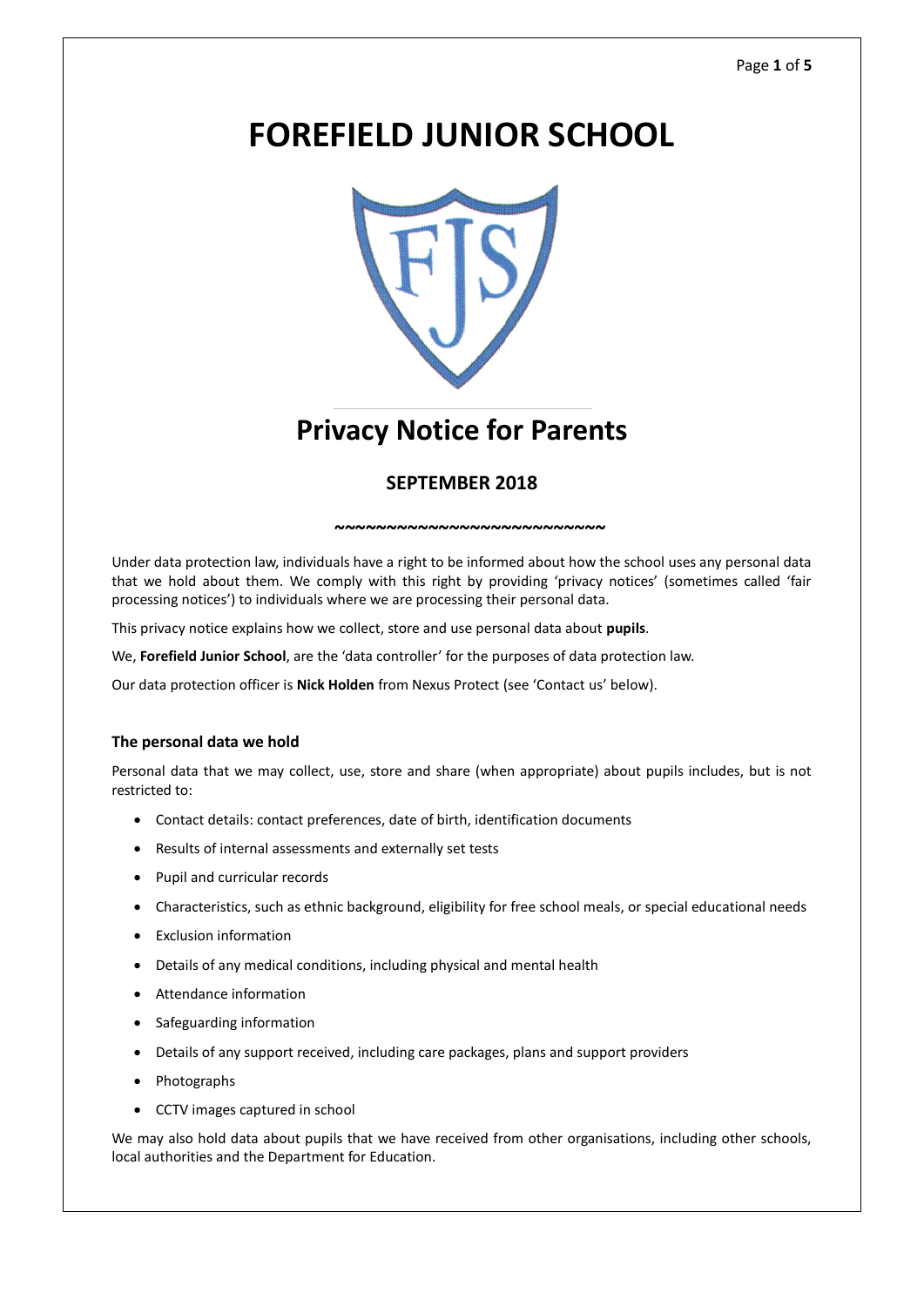# FOREFIELD JUNIOR SCHOOL

## Privacy Notice for Parents

### SEPTEMBER 2018

~~~~~~~~~~~~~~~~~~~~~~~~~~

Under data protection law, individuals have a right to be informed about how the school uses any personal data that we hold about them. We comply with this right by providing 'privacy notices' (sometimes called 'fair processing notices') to individuals where we are processing their personal data.

This privacy notice explains how we collect, store and use personal data about **pupils**.

We, **Forefield Junior School**, are the 'data controller' for the purposes of data protection law.

Our data protection officer is **Nick Holden** from Nexus Protect (see 'Contact us' below).

#### The personal data we hold

Personal data that we may collect, use, store and share (when appropriate) about pupils includes, but is not restricted to:

- Contact details: contact preferences, date of birth, identification documents
- Results of internal assessments and externally set tests
- Pupil and curricular records
- Characteristics, such as ethnic background, eligibility for free school meals, or special educational needs
- Exclusion information
- Details of any medical conditions, including physical and mental health
- Attendance information
- Safeguarding information
- Details of any support received, including care packages, plans and support providers
- Photographs
- CCTV images captured in school

We may also hold data about pupils that we have received from other organisations, including other schools, local authorities and the Department for Education.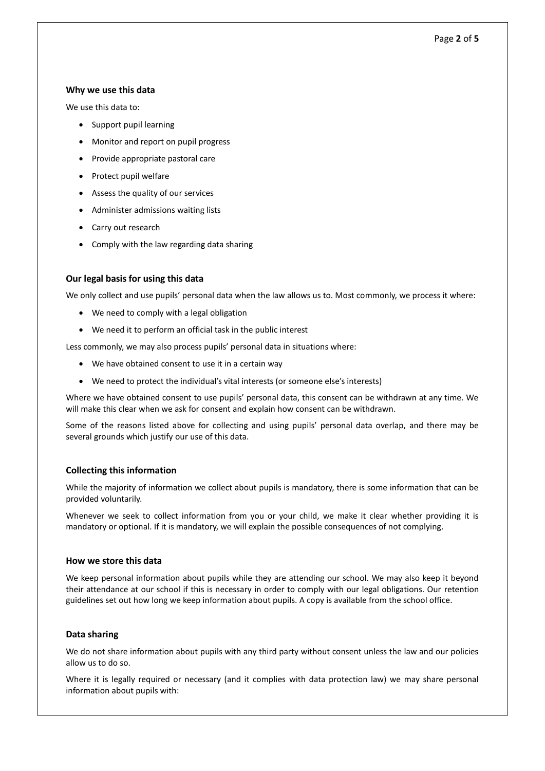### Why we use this data

We use this data to:

- Support pupil learning
- Monitor and report on pupil progress
- Provide appropriate pastoral care
- Protect pupil welfare
- Assess the quality of our services
- Administer admissions waiting lists
- Carry out research
- Comply with the law regarding data sharing

### Our legal basis for using this data

We only collect and use pupils' personal data when the law allows us to. Most commonly, we process it where:

- We need to comply with a legal obligation
- We need it to perform an official task in the public interest

Less commonly, we may also process pupils' personal data in situations where:

- We have obtained consent to use it in a certain way
- We need to protect the individual's vital interests (or someone else's interests)

Where we have obtained consent to use pupils' personal data, this consent can be withdrawn at any time. We will make this clear when we ask for consent and explain how consent can be withdrawn.

Some of the reasons listed above for collecting and using pupils' personal data overlap, and there may be several grounds which justify our use of this data.

### Collecting this information

While the majority of information we collect about pupils is mandatory, there is some information that can be provided voluntarily.

Whenever we seek to collect information from you or your child, we make it clear whether providing it is mandatory or optional. If it is mandatory, we will explain the possible consequences of not complying.

### How we store this data

We keep personal information about pupils while they are attending our school. We may also keep it beyond their attendance at our school if this is necessary in order to comply with our legal obligations. Our retention guidelines set out how long we keep information about pupils. A copy is available from the school office.

### Data sharing

We do not share information about pupils with any third party without consent unless the law and our policies allow us to do so.

Where it is legally required or necessary (and it complies with data protection law) we may share personal information about pupils with: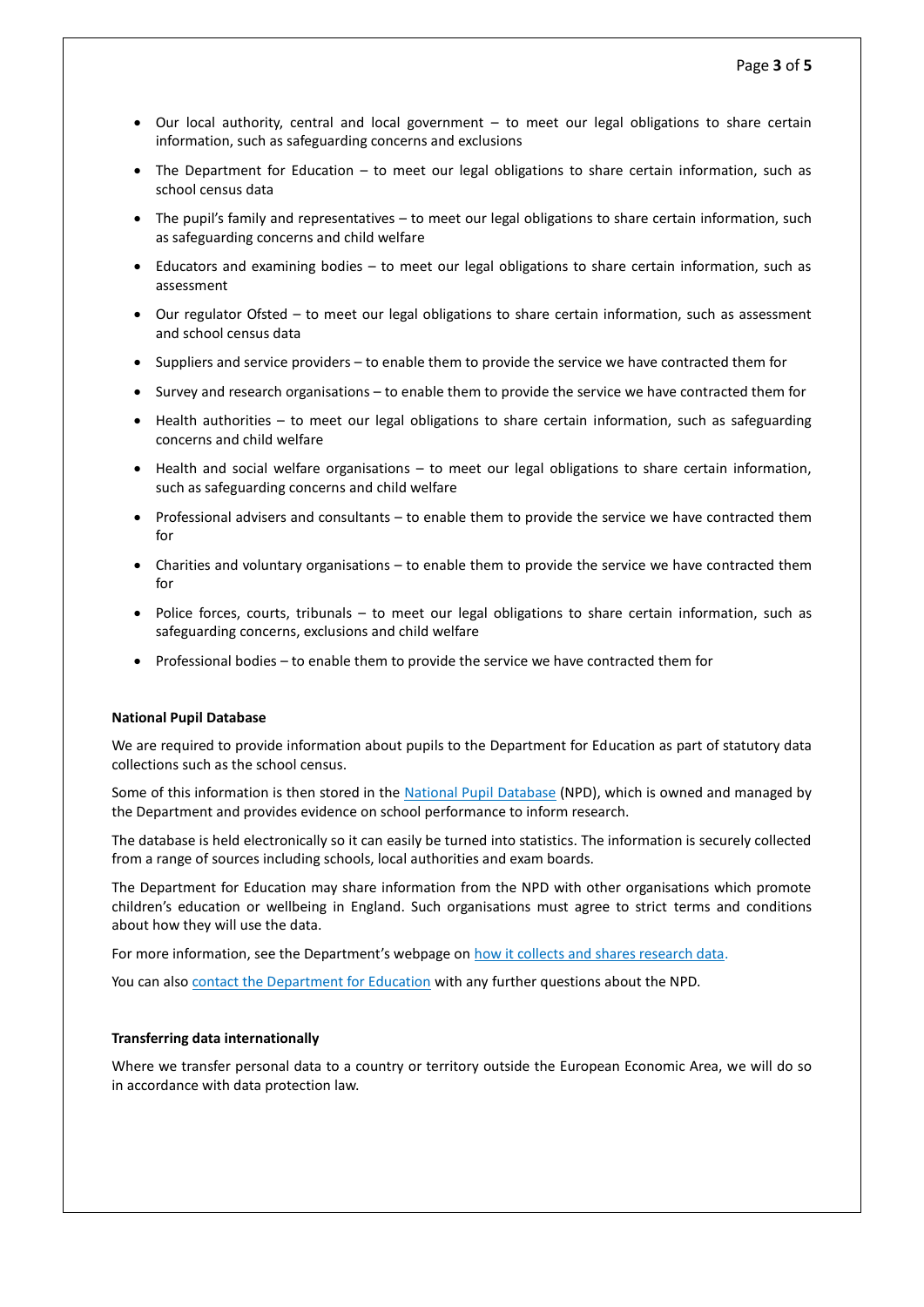- Our local authority, central and local government – to meet our legal obligations to share certain information, such as safeguarding concerns and exclusions
- The Department for Education – to meet our legal obligations to share certain information, such as school census data
- The pupil's family and representatives – to meet our legal obligations to share certain information, such as safeguarding concerns and child welfare
- Educators and examining bodies – to meet our legal obligations to share certain information, such as assessment
- Our regulator Ofsted – to meet our legal obligations to share certain information, such as assessment and school census data
- Suppliers and service providers – to enable them to provide the service we have contracted them for
- Survey and research organisations – to enable them to provide the service we have contracted them for
- Health authorities – to meet our legal obligations to share certain information, such as safeguarding concerns and child welfare
- Health and social welfare organisations – to meet our legal obligations to share certain information, such as safeguarding concerns and child welfare
- Professional advisers and consultants – to enable them to provide the service we have contracted them for
- Charities and voluntary organisations – to enable them to provide the service we have contracted them for
- Police forces, courts, tribunals – to meet our legal obligations to share certain information, such as safeguarding concerns, exclusions and child welfare
- Professional bodies – to enable them to provide the service we have contracted them for

**National Pupil Database**

We are required to provide information about pupils to the Department for Education as part of statutory data collections such as the school census.

Some of this information is then stored in the National Pupil Database (NPD), which is owned and managed by the Department and provides evidence on school performance to inform research.

The database is held electronically so it can easily be turned into statistics. The information is securely collected from a range of sources including schools, local authorities and exam boards.

The Department for Education may share information from the NPD with other organisations which promote children's education or wellbeing in England. Such organisations must agree to strict terms and conditions about how they will use the data.

For more information, see the Department's webpage on how it collects and shares research data.

You can also contact the Department for Education with any further questions about the NPD.

**Transferring data internationally**

Where we transfer personal data to a country or territory outside the European Economic Area, we will do so in accordance with data protection law.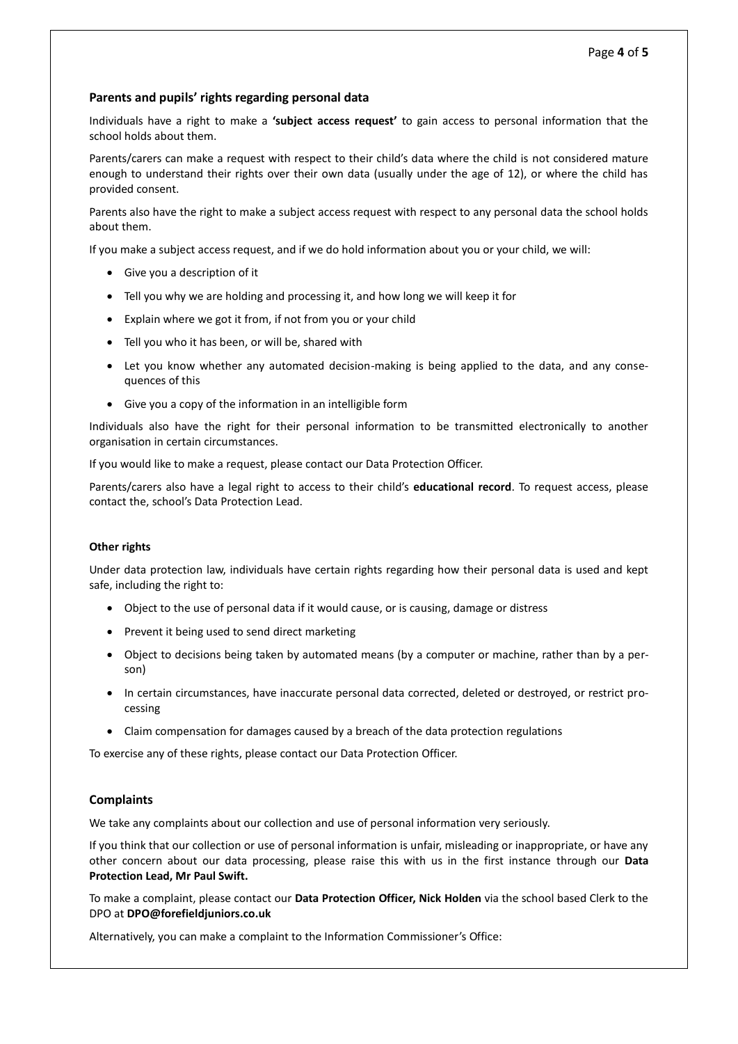## Parents and pupils' rights regarding personal data

Individuals have a right to make a **'subject access request'** to gain access to personal information that the school holds about them.

Parents/carers can make a request with respect to their child's data where the child is not considered mature enough to understand their rights over their own data (usually under the age of 12), or where the child has provided consent.

Parents also have the right to make a subject access request with respect to any personal data the school holds about them.

If you make a subject access request, and if we do hold information about you or your child, we will:

- Give you a description of it
- Tell you why we are holding and processing it, and how long we will keep it for
- Explain where we got it from, if not from you or your child
- Tell you who it has been, or will be, shared with
- Let you know whether any automated decision-making is being applied to the data, and any consequences of this
- Give you a copy of the information in an intelligible form

Individuals also have the right for their personal information to be transmitted electronically to another organisation in certain circumstances.

If you would like to make a request, please contact our Data Protection Officer.

Parents/carers also have a legal right to access to their child's **educational record**. To request access, please contact the, school's Data Protection Lead.

### Other rights

Under data protection law, individuals have certain rights regarding how their personal data is used and kept safe, including the right to:

- Object to the use of personal data if it would cause, or is causing, damage or distress
- Prevent it being used to send direct marketing
- Object to decisions being taken by automated means (by a computer or machine, rather than by a person)
- In certain circumstances, have inaccurate personal data corrected, deleted or destroyed, or restrict processing
- Claim compensation for damages caused by a breach of the data protection regulations

To exercise any of these rights, please contact our Data Protection Officer.

## Complaints

We take any complaints about our collection and use of personal information very seriously.

If you think that our collection or use of personal information is unfair, misleading or inappropriate, or have any other concern about our data processing, please raise this with us in the first instance through our **Data Protection Lead, Mr Paul Swift.**

To make a complaint, please contact our **Data Protection Officer, Nick Holden** via the school based Clerk to the DPO at **DPO@forefieldjuniors.co.uk**

Alternatively, you can make a complaint to the Information Commissioner's Office: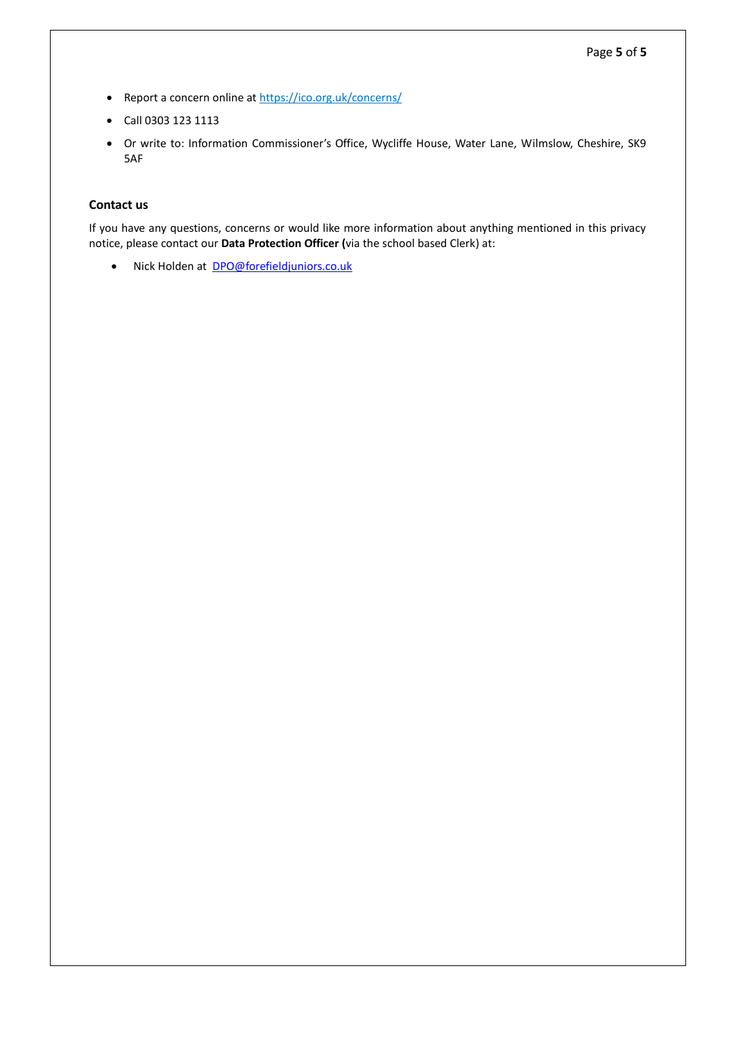- Report a concern online at https://ico.org.uk/concerns/
- Call 0303 123 1113
- Or write to: Information Commissioner's Office, Wycliffe House, Water Lane, Wilmslow, Cheshire, SK9 5AF

**Contact us**

If you have any questions, concerns or would like more information about anything mentioned in this privacy notice, please contact our **Data Protection Officer (**via the school based Clerk) at:

- Nick Holden at DPO@forefieldjuniors.co.uk